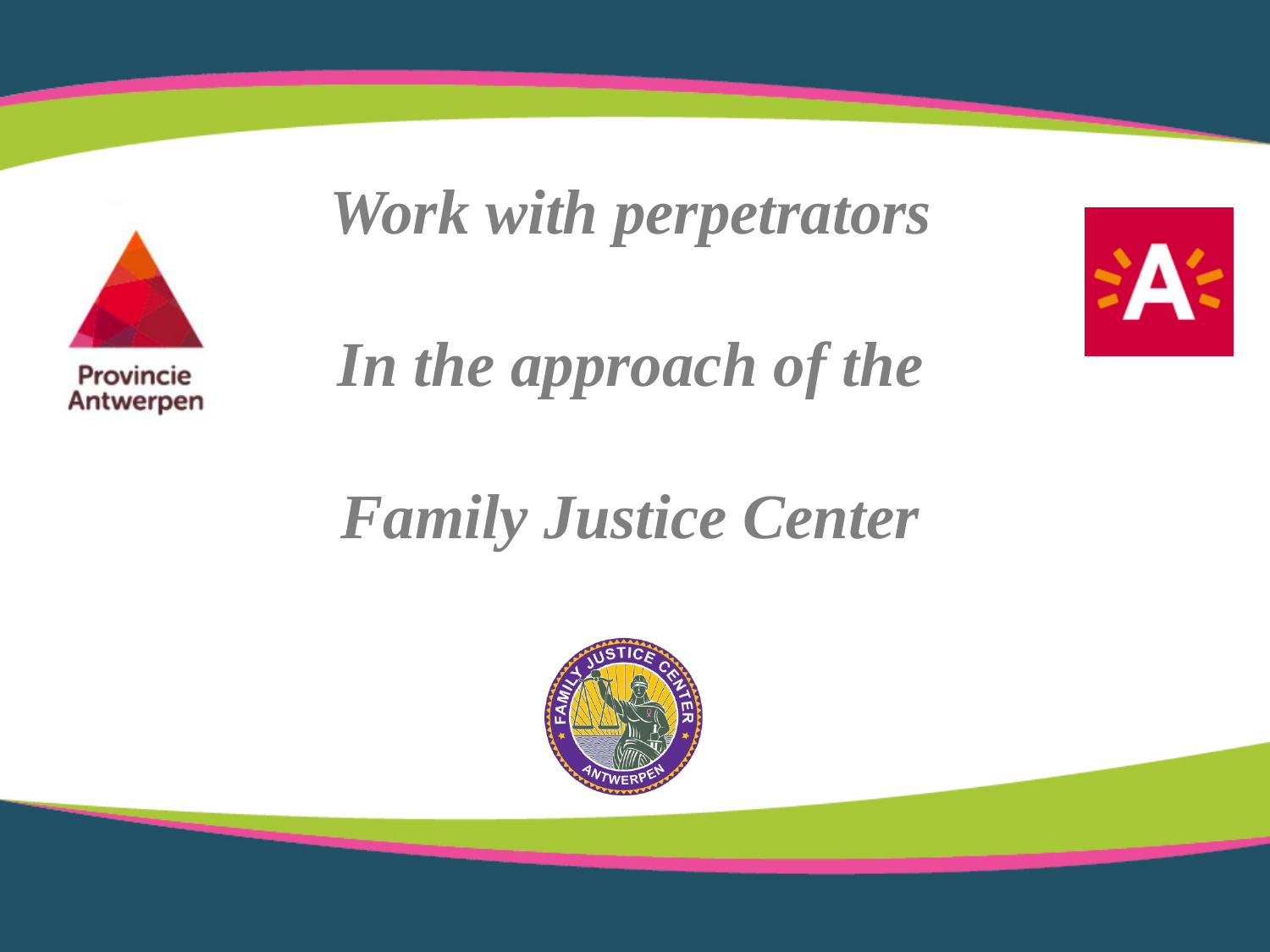# *Work with perpetrators*

# *In the approach of the*

# *Family Justice Center*

Provincie Antwerpen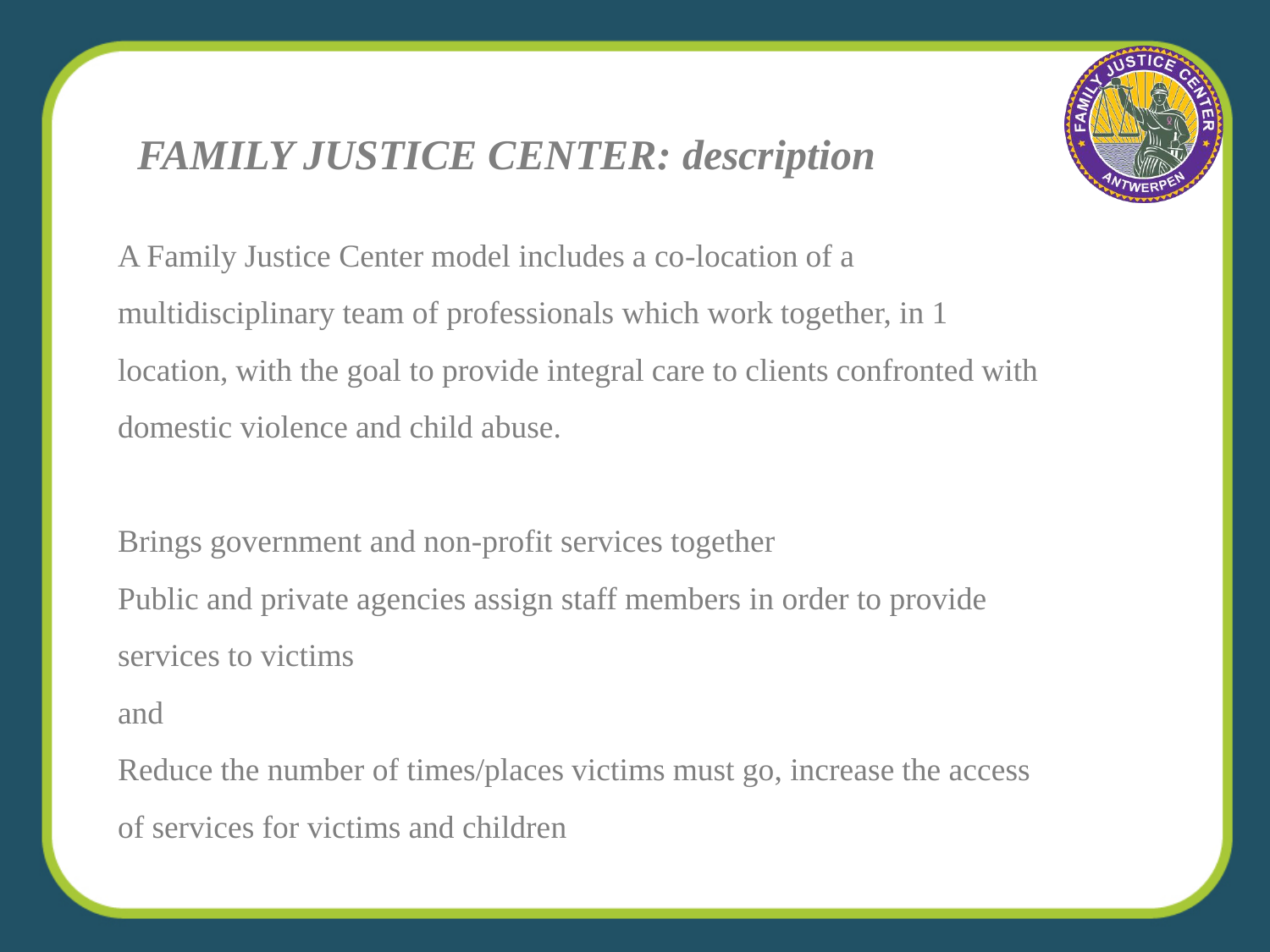# *FAMILY JUSTICE CENTER: description*

A Family Justice Center model includes a co-location of a multidisciplinary team of professionals which work together, in 1 location, with the goal to provide integral care to clients confronted with domestic violence and child abuse.

Brings government and non-profit services together

Public and private agencies assign staff members in order to provide services to victims

and

Reduce the number of times/places victims must go, increase the access of services for victims and children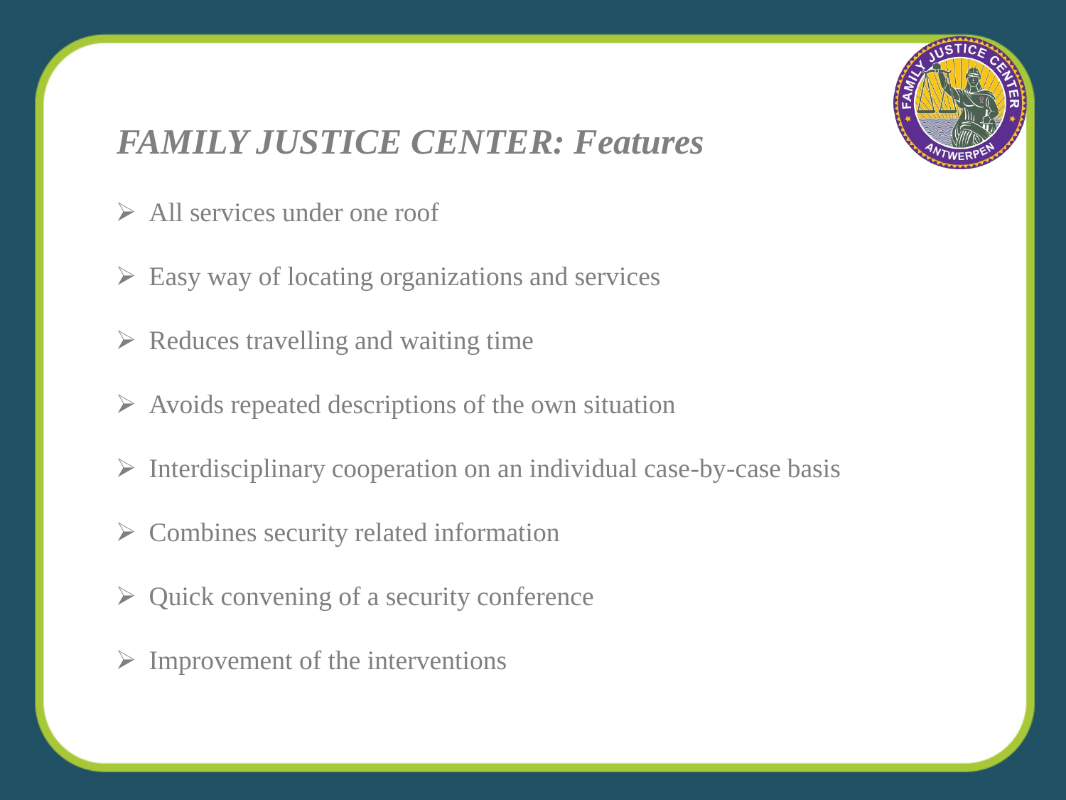# *FAMILY JUSTICE CENTER: Features*

- All services under one roof
- Easy way of locating organizations and services
- Reduces travelling and waiting time
- Avoids repeated descriptions of the own situation
- Interdisciplinary cooperation on an individual case-by-case basis
- Combines security related information
- Quick convening of a security conference
- Improvement of the interventions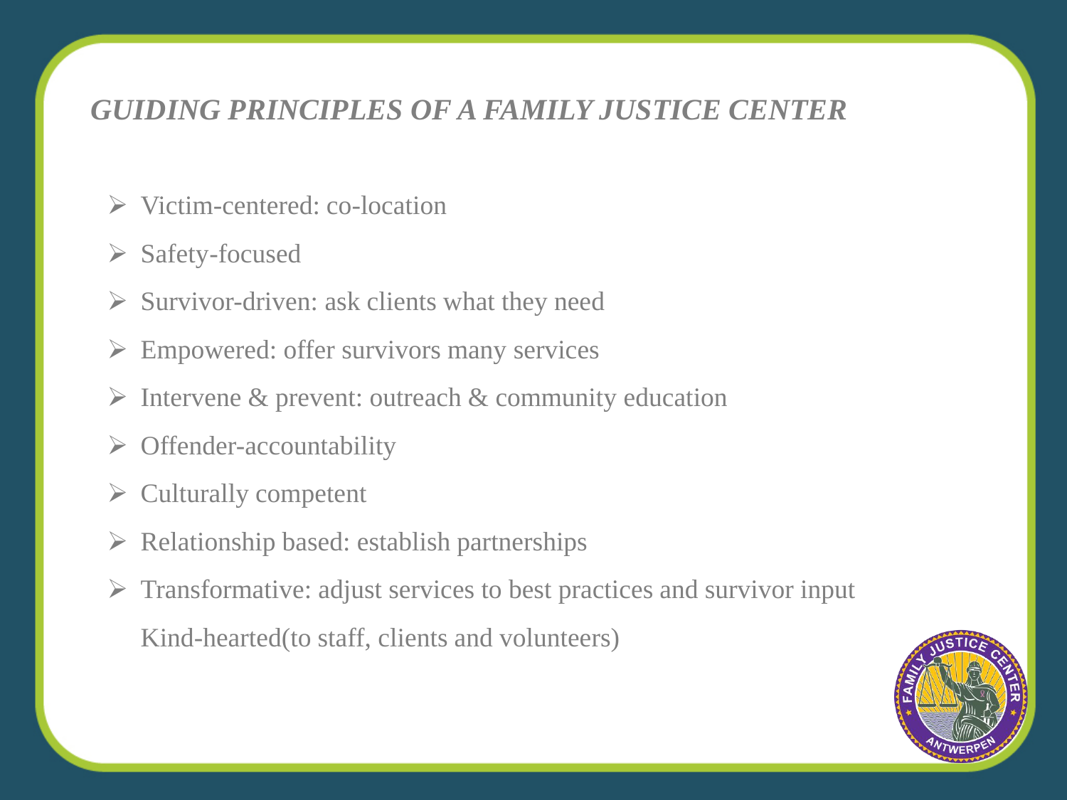## *GUIDING PRINCIPLES OF A FAMILY JUSTICE CENTER*

- Victim-centered: co-location
- Safety-focused
- Survivor-driven: ask clients what they need
- Empowered: offer survivors many services
- Intervene & prevent: outreach & community education
- Offender-accountability
- Culturally competent
- Relationship based: establish partnerships
- Transformative: adjust services to best practices and survivor input

  Kind-hearted(to staff, clients and volunteers)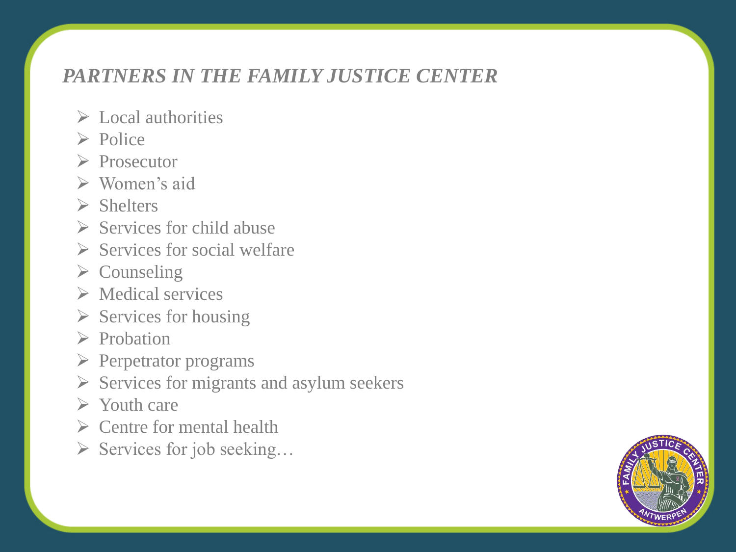## *PARTNERS IN THE FAMILY JUSTICE CENTER*

- Local authorities
- Police
- Prosecutor
- Women's aid
- Shelters
- Services for child abuse
- Services for social welfare
- Counseling
- Medical services
- Services for housing
- Probation
- Perpetrator programs
- Services for migrants and asylum seekers
- Youth care
- Centre for mental health
- Services for job seeking…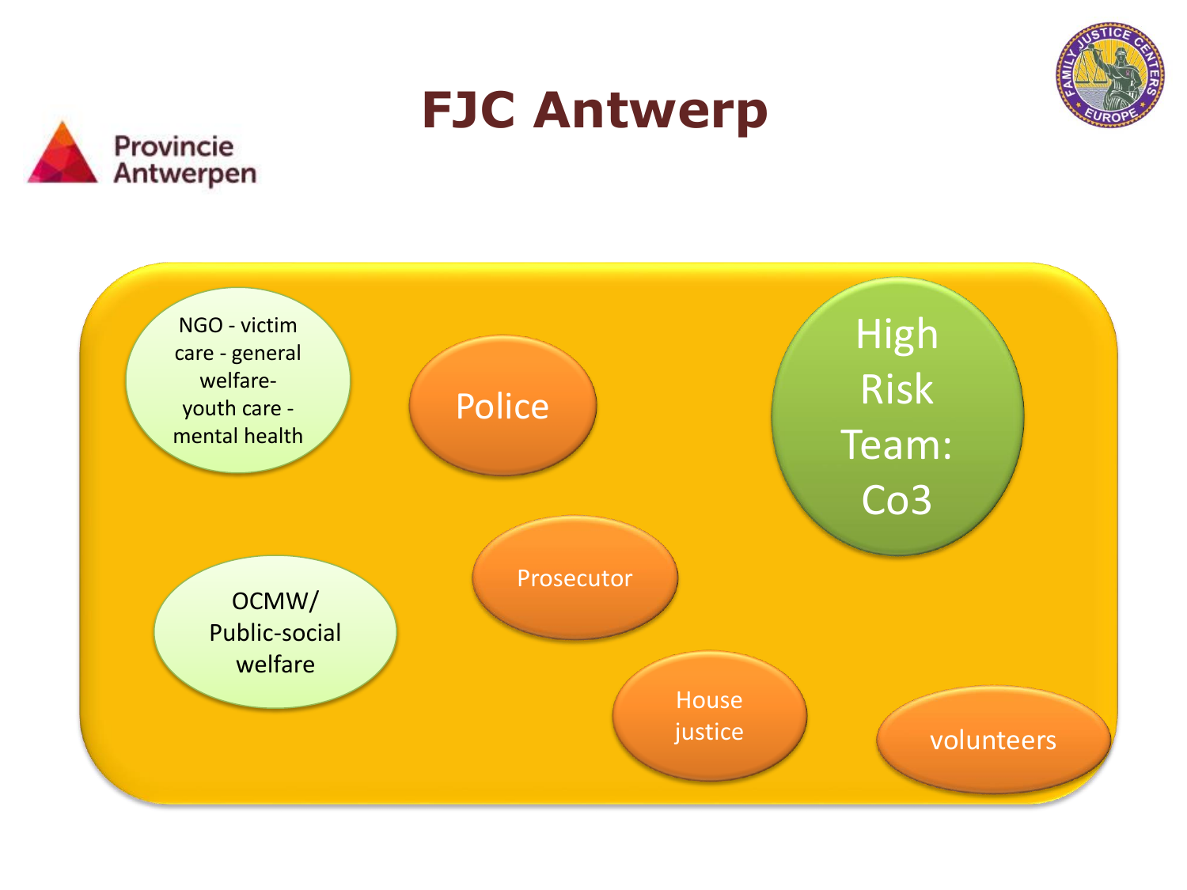# FJC Antwerp

Provincie Antwerpen

- NGO - victim care - general welfare- youth care - mental health
- Police
- High Risk Team: Co3
- OCMW/ Public-social welfare
- Prosecutor
- House justice
- volunteers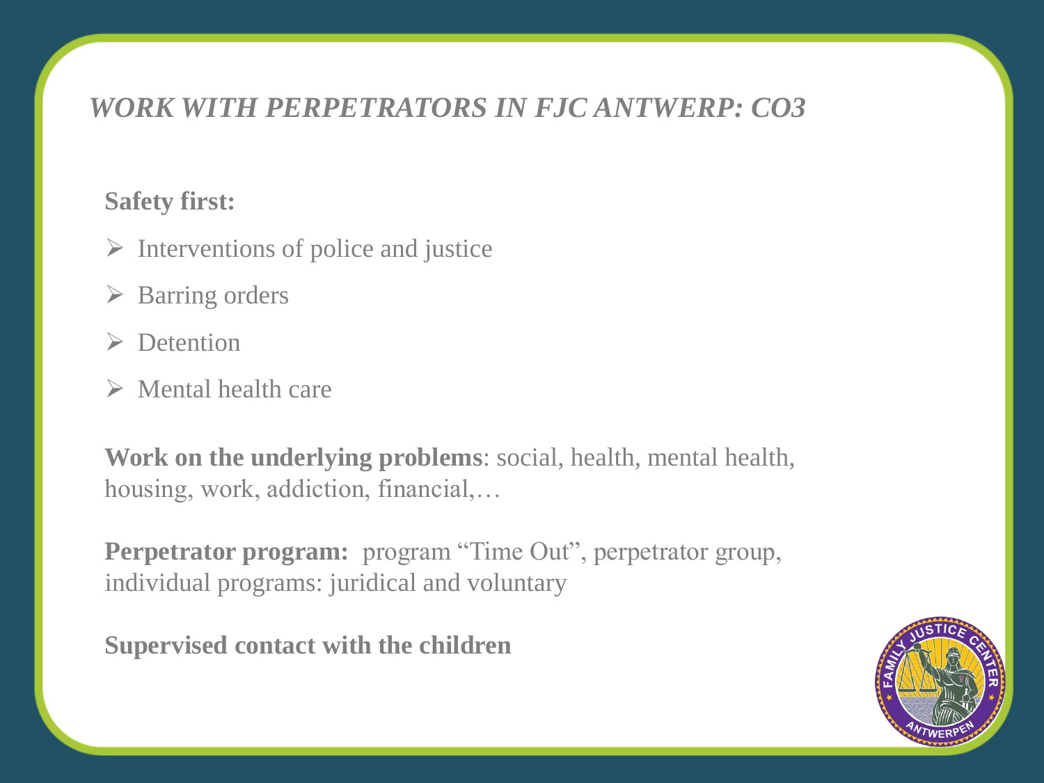# *WORK WITH PERPETRATORS IN FJC ANTWERP: CO3*

**Safety first:**

- Interventions of police and justice
- Barring orders
- Detention
- Mental health care

**Work on the underlying problems**: social, health, mental health, housing, work, addiction, financial,…

**Perpetrator program:** program "Time Out", perpetrator group, individual programs: juridical and voluntary

**Supervised contact with the children**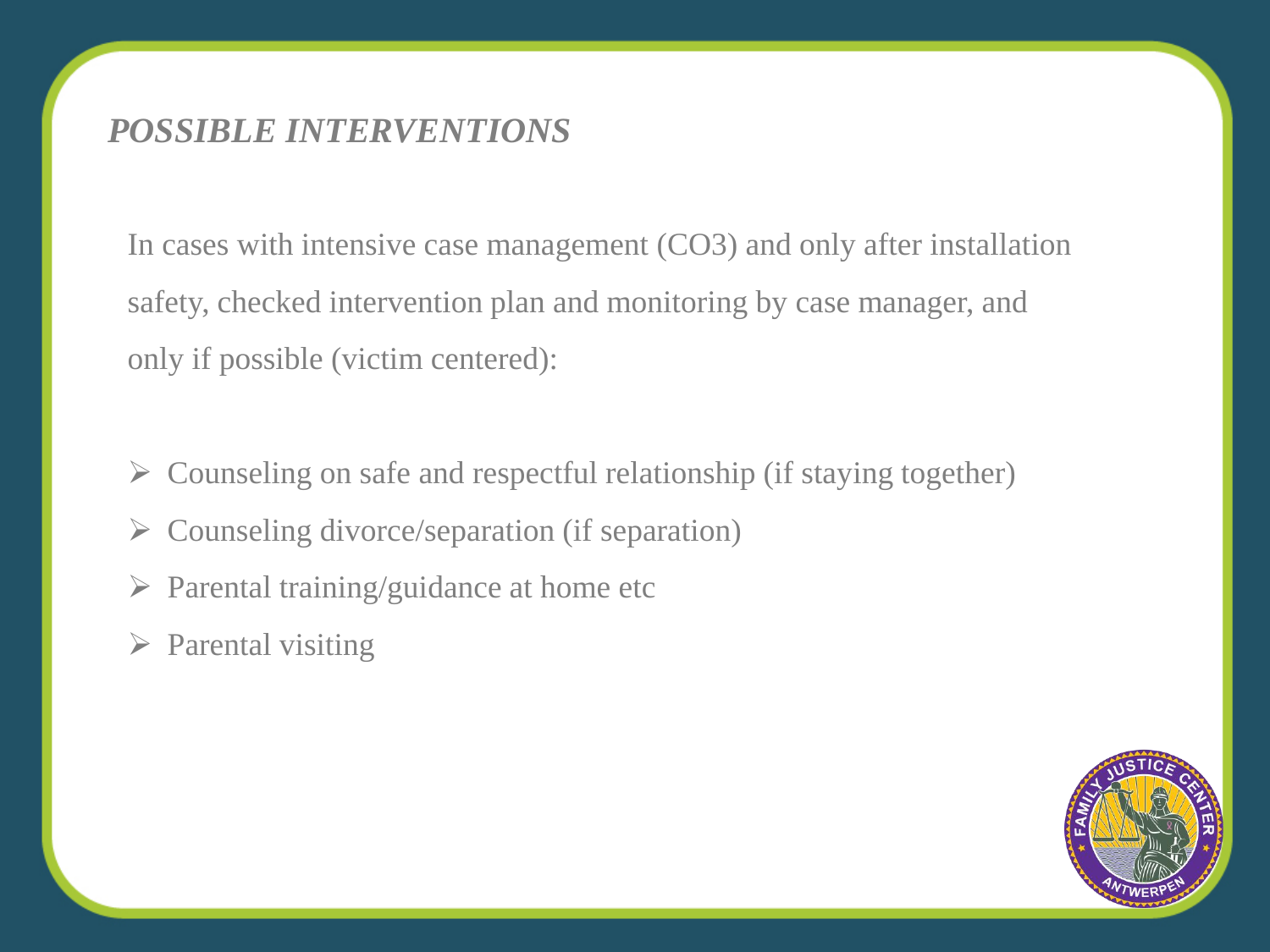## *POSSIBLE INTERVENTIONS*

In cases with intensive case management (CO3) and only after installation safety, checked intervention plan and monitoring by case manager, and only if possible (victim centered):

- Counseling on safe and respectful relationship (if staying together)
- Counseling divorce/separation (if separation)
- Parental training/guidance at home etc
- Parental visiting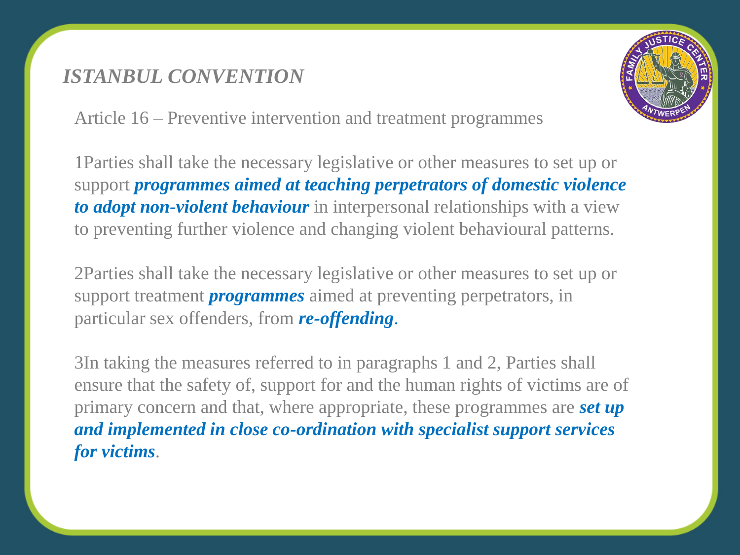## *ISTANBUL CONVENTION*

Article 16 – Preventive intervention and treatment programmes

1Parties shall take the necessary legislative or other measures to set up or support ***programmes aimed at teaching perpetrators of domestic violence to adopt non-violent behaviour*** in interpersonal relationships with a view to preventing further violence and changing violent behavioural patterns.

2Parties shall take the necessary legislative or other measures to set up or support treatment ***programmes*** aimed at preventing perpetrators, in particular sex offenders, from ***re-offending***.

3In taking the measures referred to in paragraphs 1 and 2, Parties shall ensure that the safety of, support for and the human rights of victims are of primary concern and that, where appropriate, these programmes are ***set up and implemented in close co-ordination with specialist support services for victims***.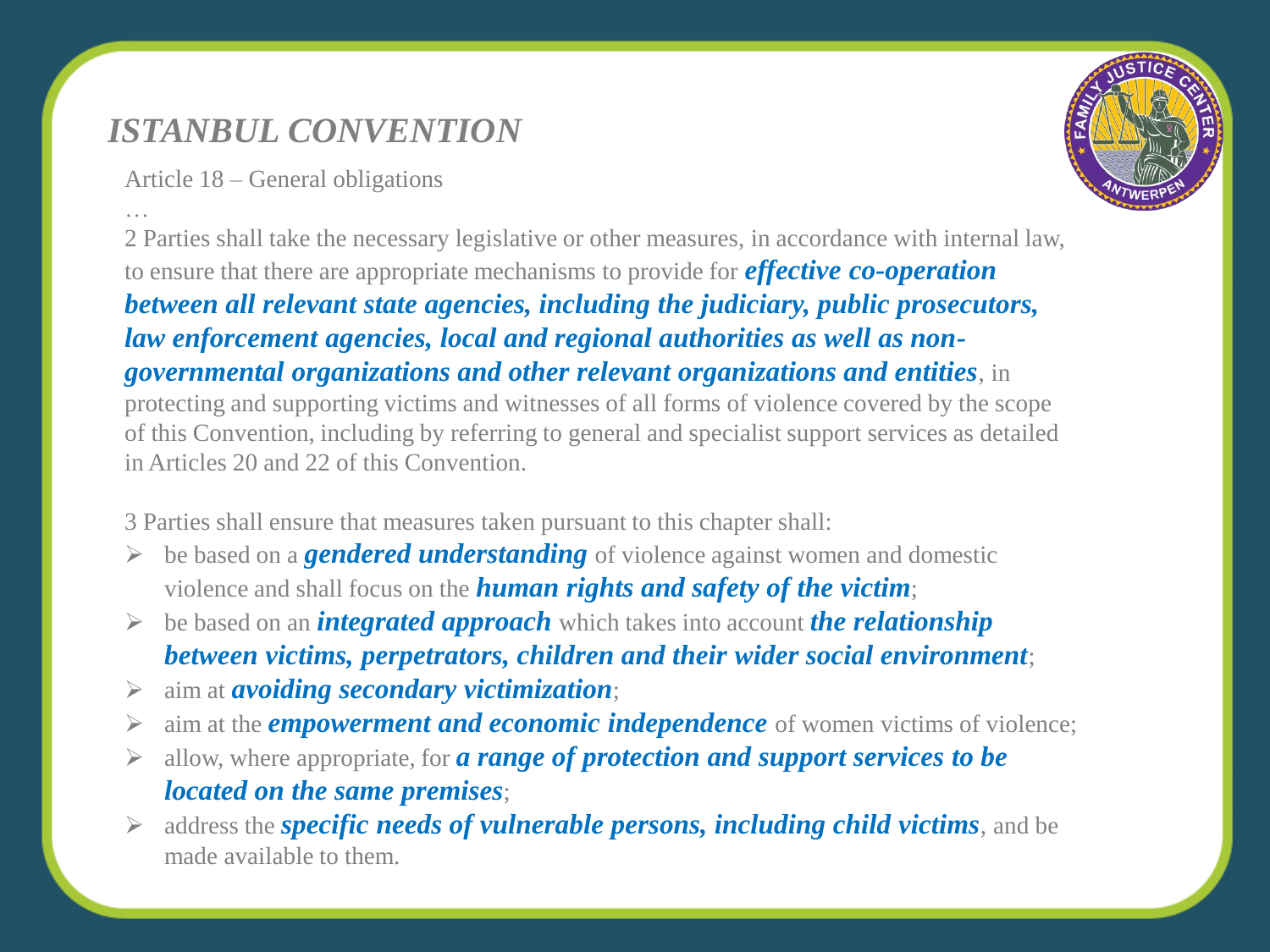# *ISTANBUL CONVENTION*

Article 18 – General obligations

…

2 Parties shall take the necessary legislative or other measures, in accordance with internal law, to ensure that there are appropriate mechanisms to provide for ***effective co-operation between all relevant state agencies, including the judiciary, public prosecutors, law enforcement agencies, local and regional authorities as well as non-governmental organizations and other relevant organizations and entities***, in protecting and supporting victims and witnesses of all forms of violence covered by the scope of this Convention, including by referring to general and specialist support services as detailed in Articles 20 and 22 of this Convention.

3 Parties shall ensure that measures taken pursuant to this chapter shall:

- be based on a ***gendered understanding*** of violence against women and domestic violence and shall focus on the ***human rights and safety of the victim***;
- be based on an ***integrated approach*** which takes into account ***the relationship between victims, perpetrators, children and their wider social environment***;
- aim at ***avoiding secondary victimization***;
- aim at the ***empowerment and economic independence*** of women victims of violence;
- allow, where appropriate, for ***a range of protection and support services to be located on the same premises***;
- address the ***specific needs of vulnerable persons, including child victims***, and be made available to them.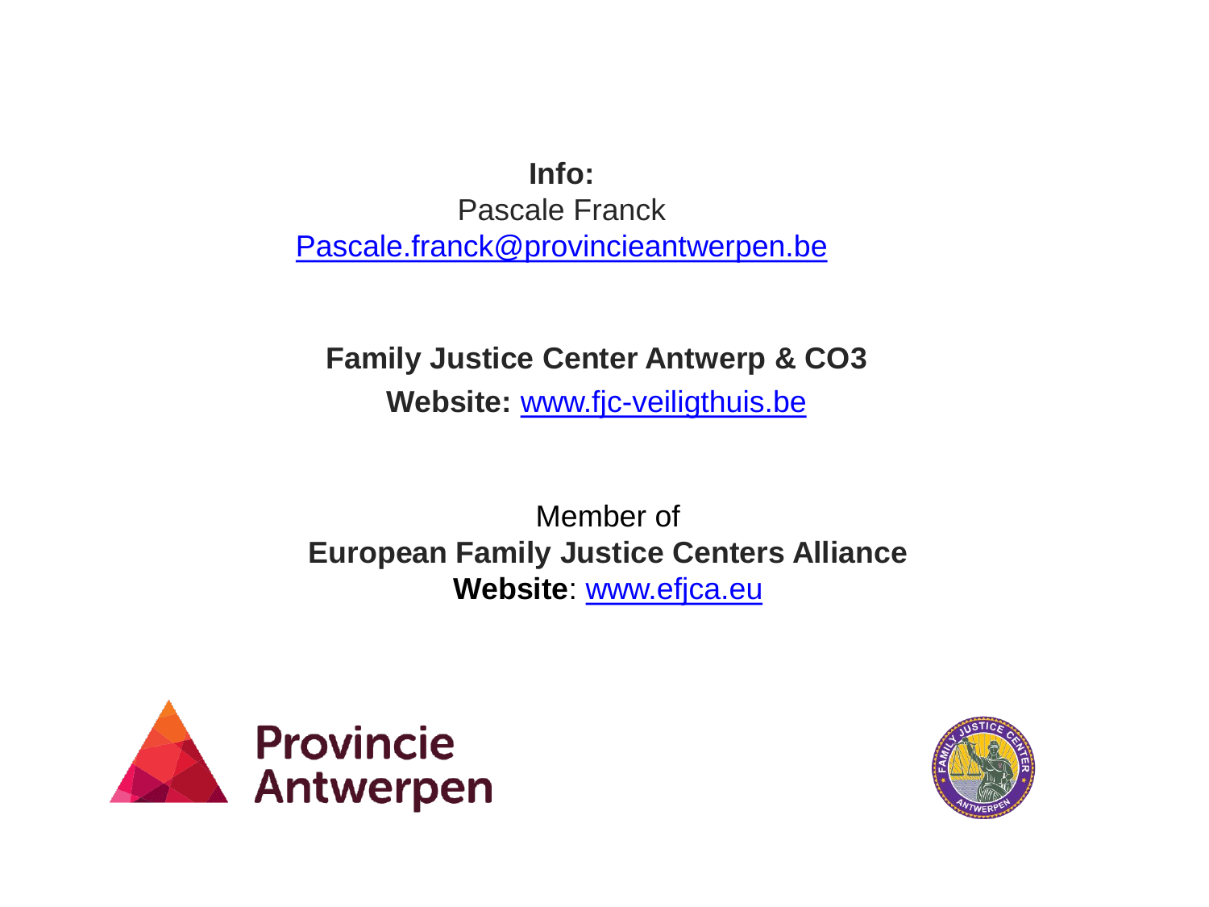**Info:**

Pascale Franck

Pascale.franck@provincieantwerpen.be

**Family Justice Center Antwerp & CO3**

**Website:** www.fjc-veiligthuis.be

Member of

**European Family Justice Centers Alliance**

**Website**: www.efjca.eu

Provincie Antwerpen